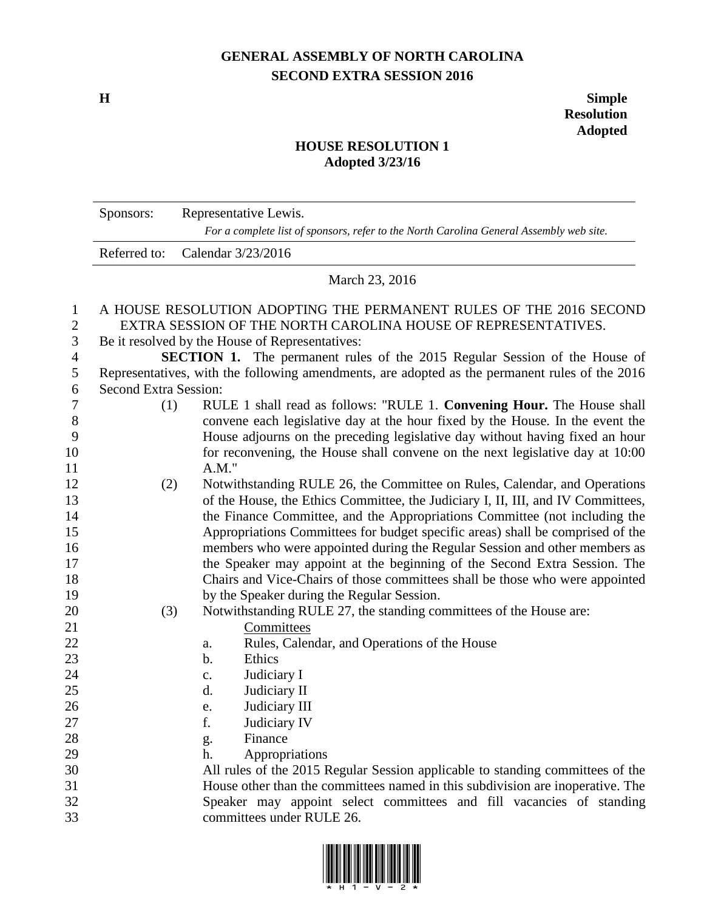# GENERAL ASSEMBLY OF NORTH CAROLINA
## SECOND EXTRA SESSION 2016

**H** **Simple Resolution Adopted**

## HOUSE RESOLUTION 1
**Adopted 3/23/16**

| | |
|---|---|
| Sponsors: | Representative Lewis. *For a complete list of sponsors, refer to the North Carolina General Assembly web site.* |
| Referred to: | Calendar 3/23/2016 |

March 23, 2016

A HOUSE RESOLUTION ADOPTING THE PERMANENT RULES OF THE 2016 SECOND EXTRA SESSION OF THE NORTH CAROLINA HOUSE OF REPRESENTATIVES.

Be it resolved by the House of Representatives:

**SECTION 1.** The permanent rules of the 2015 Regular Session of the House of Representatives, with the following amendments, are adopted as the permanent rules of the 2016 Second Extra Session:

(1) RULE 1 shall read as follows: "RULE 1. **Convening Hour.** The House shall convene each legislative day at the hour fixed by the House. In the event the House adjourns on the preceding legislative day without having fixed an hour for reconvening, the House shall convene on the next legislative day at 10:00 A.M."

(2) Notwithstanding RULE 26, the Committee on Rules, Calendar, and Operations of the House, the Ethics Committee, the Judiciary I, II, III, and IV Committees, the Finance Committee, and the Appropriations Committee (not including the Appropriations Committees for budget specific areas) shall be comprised of the members who were appointed during the Regular Session and other members as the Speaker may appoint at the beginning of the Second Extra Session. The Chairs and Vice-Chairs of those committees shall be those who were appointed by the Speaker during the Regular Session.

(3) Notwithstanding RULE 27, the standing committees of the House are:

Committees

a. Rules, Calendar, and Operations of the House
b. Ethics
c. Judiciary I
d. Judiciary II
e. Judiciary III
f. Judiciary IV
g. Finance
h. Appropriations

All rules of the 2015 Regular Session applicable to standing committees of the House other than the committees named in this subdivision are inoperative. The Speaker may appoint select committees and fill vacancies of standing committees under RULE 26.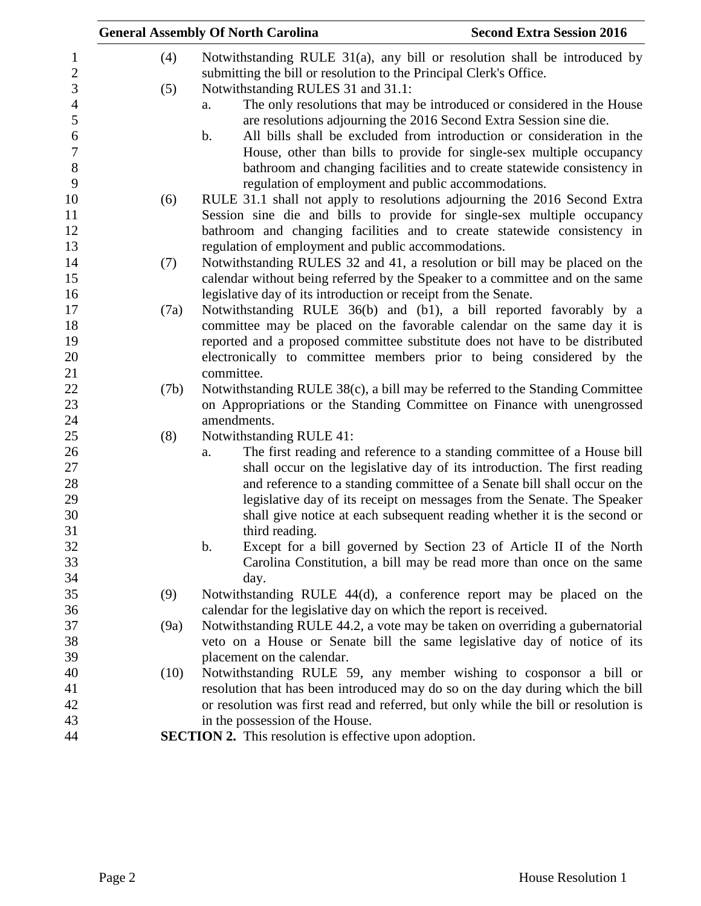(4) Notwithstanding RULE 31(a), any bill or resolution shall be introduced by submitting the bill or resolution to the Principal Clerk's Office.

(5) Notwithstanding RULES 31 and 31.1:

a. The only resolutions that may be introduced or considered in the House are resolutions adjourning the 2016 Second Extra Session sine die.

b. All bills shall be excluded from introduction or consideration in the House, other than bills to provide for single-sex multiple occupancy bathroom and changing facilities and to create statewide consistency in regulation of employment and public accommodations.

(6) RULE 31.1 shall not apply to resolutions adjourning the 2016 Second Extra Session sine die and bills to provide for single-sex multiple occupancy bathroom and changing facilities and to create statewide consistency in regulation of employment and public accommodations.

(7) Notwithstanding RULES 32 and 41, a resolution or bill may be placed on the calendar without being referred by the Speaker to a committee and on the same legislative day of its introduction or receipt from the Senate.

(7a) Notwithstanding RULE 36(b) and (b1), a bill reported favorably by a committee may be placed on the favorable calendar on the same day it is reported and a proposed committee substitute does not have to be distributed electronically to committee members prior to being considered by the committee.

(7b) Notwithstanding RULE 38(c), a bill may be referred to the Standing Committee on Appropriations or the Standing Committee on Finance with unengrossed amendments.

(8) Notwithstanding RULE 41:

a. The first reading and reference to a standing committee of a House bill shall occur on the legislative day of its introduction. The first reading and reference to a standing committee of a Senate bill shall occur on the legislative day of its receipt on messages from the Senate. The Speaker shall give notice at each subsequent reading whether it is the second or third reading.

b. Except for a bill governed by Section 23 of Article II of the North Carolina Constitution, a bill may be read more than once on the same day.

(9) Notwithstanding RULE 44(d), a conference report may be placed on the calendar for the legislative day on which the report is received.

(9a) Notwithstanding RULE 44.2, a vote may be taken on overriding a gubernatorial veto on a House or Senate bill the same legislative day of notice of its placement on the calendar.

(10) Notwithstanding RULE 59, any member wishing to cosponsor a bill or resolution that has been introduced may do so on the day during which the bill or resolution was first read and referred, but only while the bill or resolution is in the possession of the House.

**SECTION 2.** This resolution is effective upon adoption.